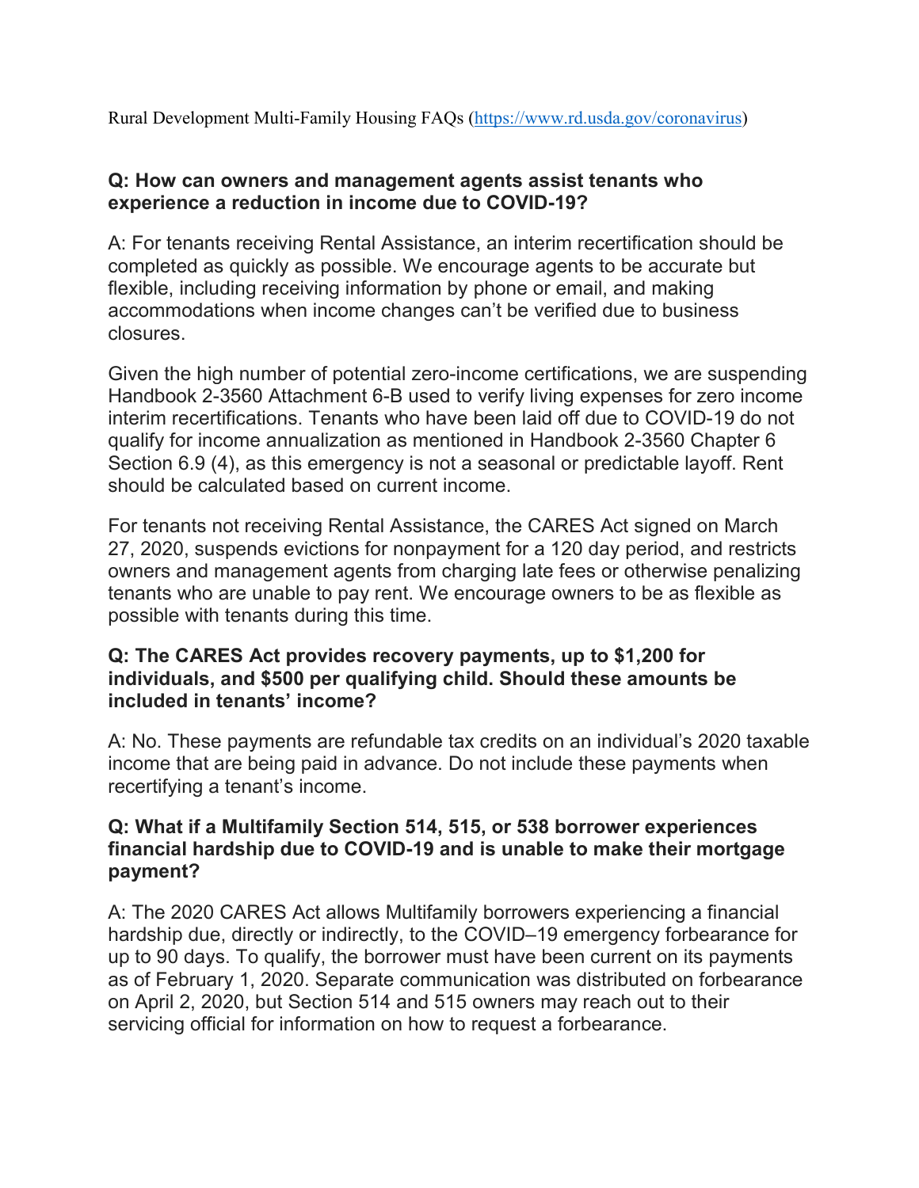Rural Development Multi-Family Housing FAQs ([https://www.rd.usda.gov/coronavirus](https://www.rd.usda.gov/coronavirus))

**Q: How can owners and management agents assist tenants who experience a reduction in income due to COVID-19?**

A: For tenants receiving Rental Assistance, an interim recertification should be completed as quickly as possible. We encourage agents to be accurate but flexible, including receiving information by phone or email, and making accommodations when income changes can't be verified due to business closures.

Given the high number of potential zero-income certifications, we are suspending Handbook 2-3560 Attachment 6-B used to verify living expenses for zero income interim recertifications. Tenants who have been laid off due to COVID-19 do not qualify for income annualization as mentioned in Handbook 2-3560 Chapter 6 Section 6.9 (4), as this emergency is not a seasonal or predictable layoff. Rent should be calculated based on current income.

For tenants not receiving Rental Assistance, the CARES Act signed on March 27, 2020, suspends evictions for nonpayment for a 120 day period, and restricts owners and management agents from charging late fees or otherwise penalizing tenants who are unable to pay rent. We encourage owners to be as flexible as possible with tenants during this time.

**Q: The CARES Act provides recovery payments, up to $1,200 for individuals, and $500 per qualifying child. Should these amounts be included in tenants' income?**

A: No. These payments are refundable tax credits on an individual's 2020 taxable income that are being paid in advance. Do not include these payments when recertifying a tenant's income.

**Q: What if a Multifamily Section 514, 515, or 538 borrower experiences financial hardship due to COVID-19 and is unable to make their mortgage payment?**

A: The 2020 CARES Act allows Multifamily borrowers experiencing a financial hardship due, directly or indirectly, to the COVID–19 emergency forbearance for up to 90 days. To qualify, the borrower must have been current on its payments as of February 1, 2020. Separate communication was distributed on forbearance on April 2, 2020, but Section 514 and 515 owners may reach out to their servicing official for information on how to request a forbearance.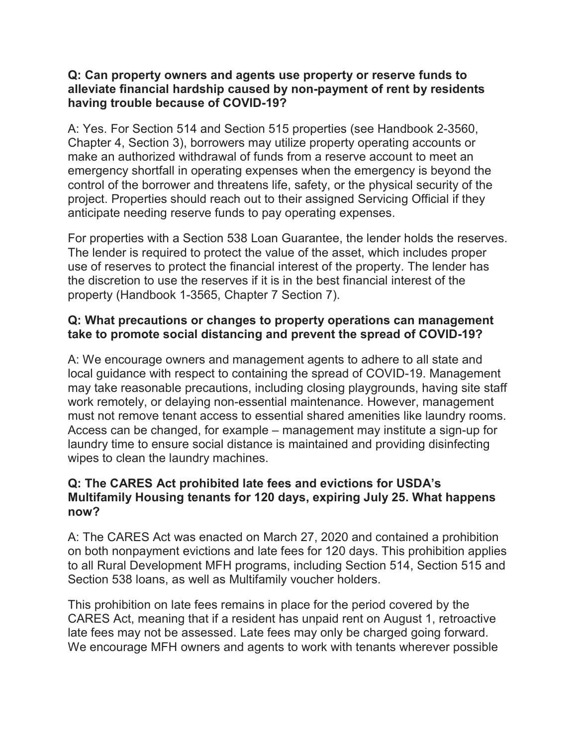**Q: Can property owners and agents use property or reserve funds to alleviate financial hardship caused by non-payment of rent by residents having trouble because of COVID-19?**

A: Yes. For Section 514 and Section 515 properties (see Handbook 2-3560, Chapter 4, Section 3), borrowers may utilize property operating accounts or make an authorized withdrawal of funds from a reserve account to meet an emergency shortfall in operating expenses when the emergency is beyond the control of the borrower and threatens life, safety, or the physical security of the project. Properties should reach out to their assigned Servicing Official if they anticipate needing reserve funds to pay operating expenses.

For properties with a Section 538 Loan Guarantee, the lender holds the reserves. The lender is required to protect the value of the asset, which includes proper use of reserves to protect the financial interest of the property. The lender has the discretion to use the reserves if it is in the best financial interest of the property (Handbook 1-3565, Chapter 7 Section 7).

**Q: What precautions or changes to property operations can management take to promote social distancing and prevent the spread of COVID-19?**

A: We encourage owners and management agents to adhere to all state and local guidance with respect to containing the spread of COVID-19. Management may take reasonable precautions, including closing playgrounds, having site staff work remotely, or delaying non-essential maintenance. However, management must not remove tenant access to essential shared amenities like laundry rooms. Access can be changed, for example – management may institute a sign-up for laundry time to ensure social distance is maintained and providing disinfecting wipes to clean the laundry machines.

**Q: The CARES Act prohibited late fees and evictions for USDA's Multifamily Housing tenants for 120 days, expiring July 25. What happens now?**

A: The CARES Act was enacted on March 27, 2020 and contained a prohibition on both nonpayment evictions and late fees for 120 days. This prohibition applies to all Rural Development MFH programs, including Section 514, Section 515 and Section 538 loans, as well as Multifamily voucher holders.

This prohibition on late fees remains in place for the period covered by the CARES Act, meaning that if a resident has unpaid rent on August 1, retroactive late fees may not be assessed. Late fees may only be charged going forward. We encourage MFH owners and agents to work with tenants wherever possible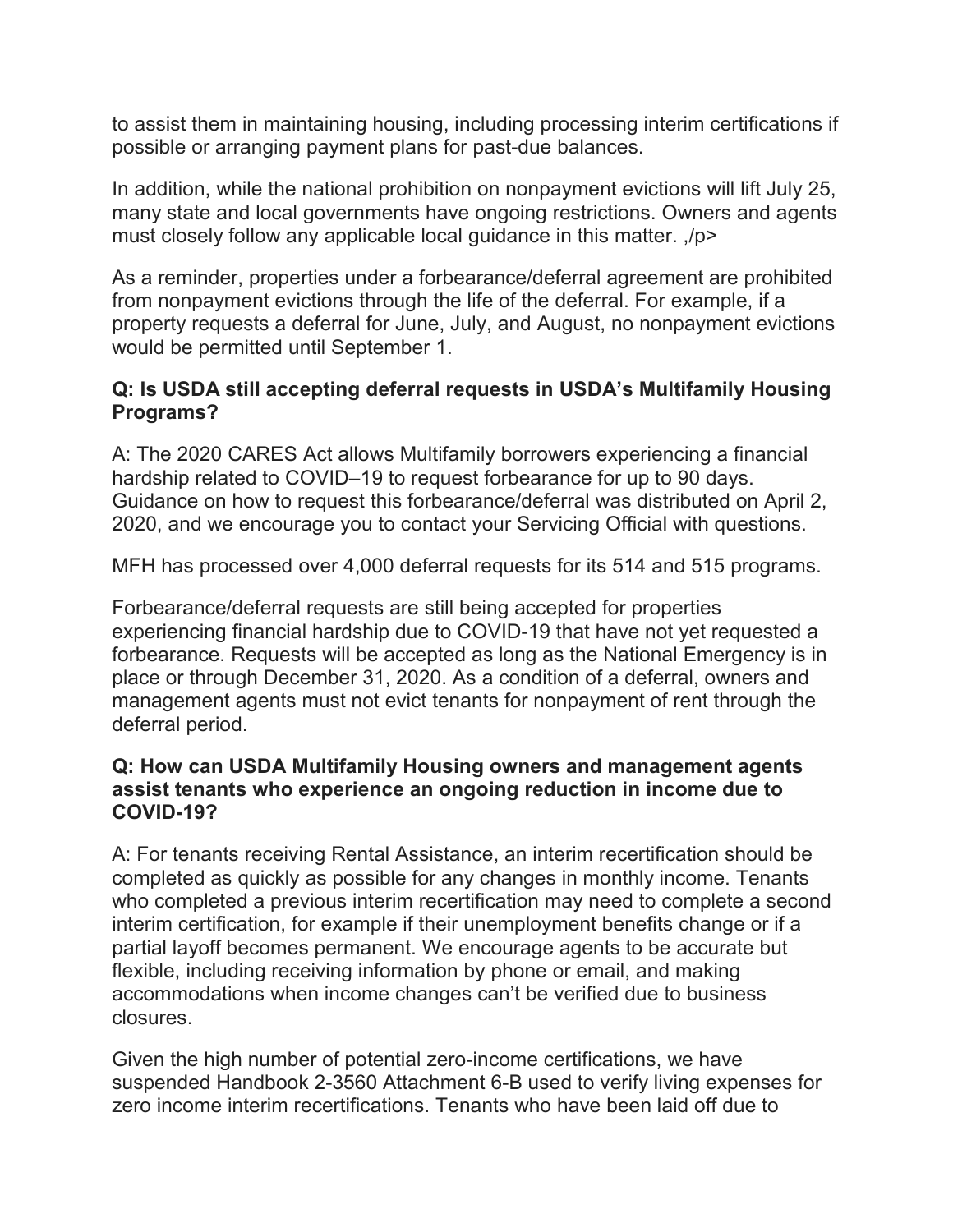to assist them in maintaining housing, including processing interim certifications if possible or arranging payment plans for past-due balances.

In addition, while the national prohibition on nonpayment evictions will lift July 25, many state and local governments have ongoing restrictions. Owners and agents must closely follow any applicable local guidance in this matter. ,/p>

As a reminder, properties under a forbearance/deferral agreement are prohibited from nonpayment evictions through the life of the deferral. For example, if a property requests a deferral for June, July, and August, no nonpayment evictions would be permitted until September 1.

**Q: Is USDA still accepting deferral requests in USDA's Multifamily Housing Programs?**

A: The 2020 CARES Act allows Multifamily borrowers experiencing a financial hardship related to COVID–19 to request forbearance for up to 90 days. Guidance on how to request this forbearance/deferral was distributed on April 2, 2020, and we encourage you to contact your Servicing Official with questions.

MFH has processed over 4,000 deferral requests for its 514 and 515 programs.

Forbearance/deferral requests are still being accepted for properties experiencing financial hardship due to COVID-19 that have not yet requested a forbearance. Requests will be accepted as long as the National Emergency is in place or through December 31, 2020. As a condition of a deferral, owners and management agents must not evict tenants for nonpayment of rent through the deferral period.

**Q: How can USDA Multifamily Housing owners and management agents assist tenants who experience an ongoing reduction in income due to COVID-19?**

A: For tenants receiving Rental Assistance, an interim recertification should be completed as quickly as possible for any changes in monthly income. Tenants who completed a previous interim recertification may need to complete a second interim certification, for example if their unemployment benefits change or if a partial layoff becomes permanent. We encourage agents to be accurate but flexible, including receiving information by phone or email, and making accommodations when income changes can't be verified due to business closures.

Given the high number of potential zero-income certifications, we have suspended Handbook 2-3560 Attachment 6-B used to verify living expenses for zero income interim recertifications. Tenants who have been laid off due to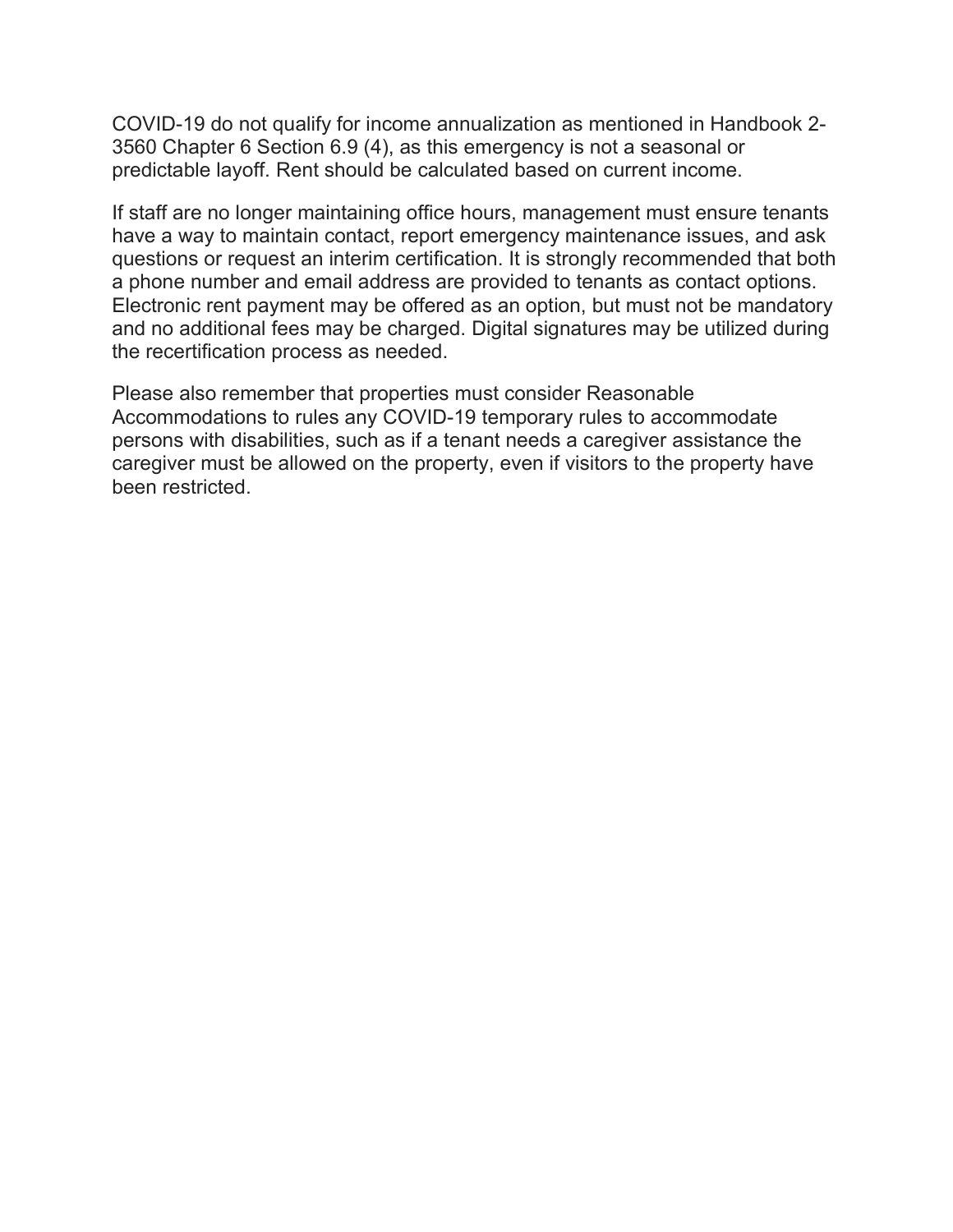COVID-19 do not qualify for income annualization as mentioned in Handbook 2-3560 Chapter 6 Section 6.9 (4), as this emergency is not a seasonal or predictable layoff. Rent should be calculated based on current income.

If staff are no longer maintaining office hours, management must ensure tenants have a way to maintain contact, report emergency maintenance issues, and ask questions or request an interim certification. It is strongly recommended that both a phone number and email address are provided to tenants as contact options. Electronic rent payment may be offered as an option, but must not be mandatory and no additional fees may be charged. Digital signatures may be utilized during the recertification process as needed.

Please also remember that properties must consider Reasonable Accommodations to rules any COVID-19 temporary rules to accommodate persons with disabilities, such as if a tenant needs a caregiver assistance the caregiver must be allowed on the property, even if visitors to the property have been restricted.